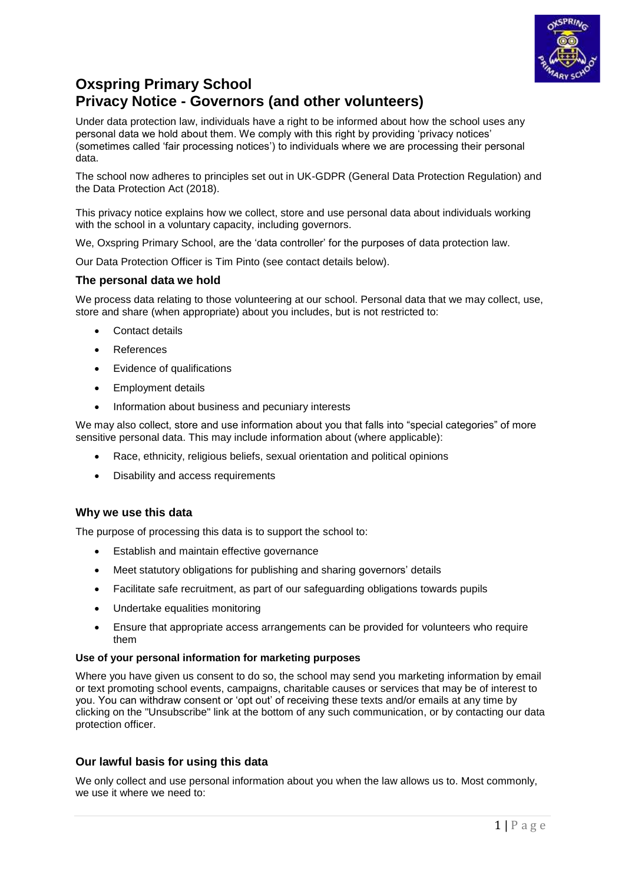# Oxspring Primary School
# Privacy Notice - Governors (and other volunteers)

Under data protection law, individuals have a right to be informed about how the school uses any personal data we hold about them. We comply with this right by providing 'privacy notices' (sometimes called 'fair processing notices') to individuals where we are processing their personal data.

The school now adheres to principles set out in UK-GDPR (General Data Protection Regulation) and the Data Protection Act (2018).

This privacy notice explains how we collect, store and use personal data about individuals working with the school in a voluntary capacity, including governors.

We, Oxspring Primary School, are the 'data controller' for the purposes of data protection law.

Our Data Protection Officer is Tim Pinto (see contact details below).

### The personal data we hold

We process data relating to those volunteering at our school. Personal data that we may collect, use, store and share (when appropriate) about you includes, but is not restricted to:

- Contact details
- References
- Evidence of qualifications
- Employment details
- Information about business and pecuniary interests

We may also collect, store and use information about you that falls into "special categories" of more sensitive personal data. This may include information about (where applicable):

- Race, ethnicity, religious beliefs, sexual orientation and political opinions
- Disability and access requirements

### Why we use this data

The purpose of processing this data is to support the school to:

- Establish and maintain effective governance
- Meet statutory obligations for publishing and sharing governors' details
- Facilitate safe recruitment, as part of our safeguarding obligations towards pupils
- Undertake equalities monitoring
- Ensure that appropriate access arrangements can be provided for volunteers who require them

#### Use of your personal information for marketing purposes

Where you have given us consent to do so, the school may send you marketing information by email or text promoting school events, campaigns, charitable causes or services that may be of interest to you. You can withdraw consent or 'opt out' of receiving these texts and/or emails at any time by clicking on the "Unsubscribe" link at the bottom of any such communication, or by contacting our data protection officer.

### Our lawful basis for using this data

We only collect and use personal information about you when the law allows us to. Most commonly, we use it where we need to: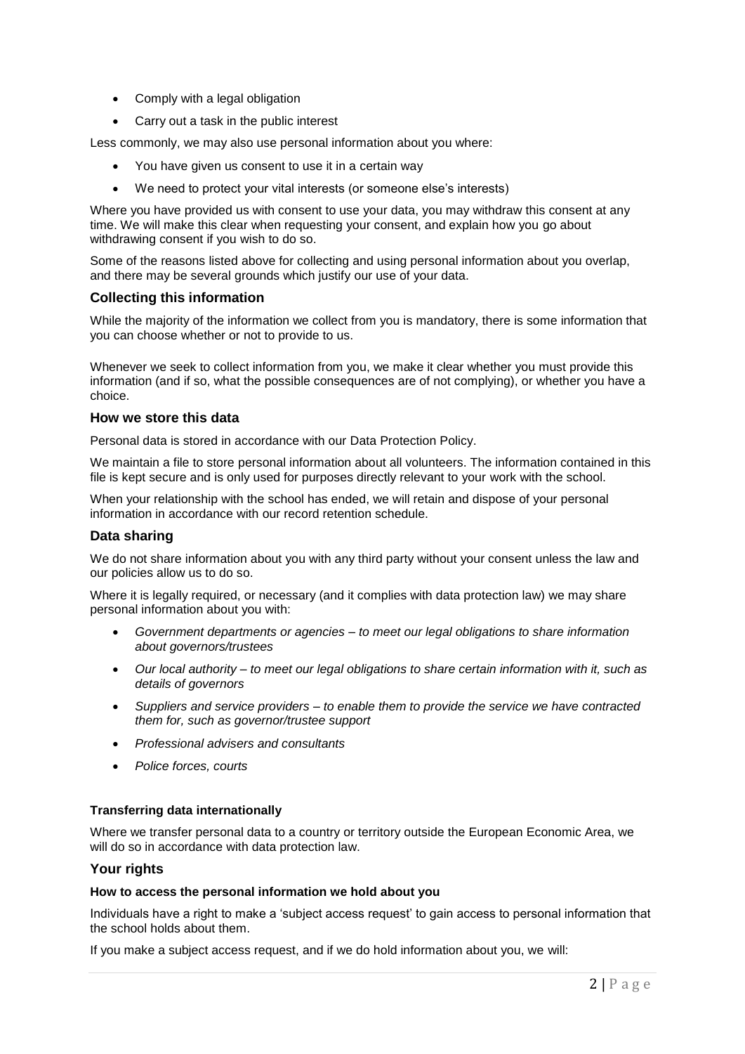- Comply with a legal obligation
- Carry out a task in the public interest

Less commonly, we may also use personal information about you where:

- You have given us consent to use it in a certain way
- We need to protect your vital interests (or someone else's interests)

Where you have provided us with consent to use your data, you may withdraw this consent at any time. We will make this clear when requesting your consent, and explain how you go about withdrawing consent if you wish to do so.

Some of the reasons listed above for collecting and using personal information about you overlap, and there may be several grounds which justify our use of your data.

## Collecting this information

While the majority of the information we collect from you is mandatory, there is some information that you can choose whether or not to provide to us.

Whenever we seek to collect information from you, we make it clear whether you must provide this information (and if so, what the possible consequences are of not complying), or whether you have a choice.

## How we store this data

Personal data is stored in accordance with our Data Protection Policy.

We maintain a file to store personal information about all volunteers. The information contained in this file is kept secure and is only used for purposes directly relevant to your work with the school.

When your relationship with the school has ended, we will retain and dispose of your personal information in accordance with our record retention schedule.

## Data sharing

We do not share information about you with any third party without your consent unless the law and our policies allow us to do so.

Where it is legally required, or necessary (and it complies with data protection law) we may share personal information about you with:

- *Government departments or agencies – to meet our legal obligations to share information about governors/trustees*
- *Our local authority – to meet our legal obligations to share certain information with it, such as details of governors*
- *Suppliers and service providers – to enable them to provide the service we have contracted them for, such as governor/trustee support*
- *Professional advisers and consultants*
- *Police forces, courts*

### Transferring data internationally

Where we transfer personal data to a country or territory outside the European Economic Area, we will do so in accordance with data protection law.

## Your rights

### How to access the personal information we hold about you

Individuals have a right to make a 'subject access request' to gain access to personal information that the school holds about them.

If you make a subject access request, and if we do hold information about you, we will: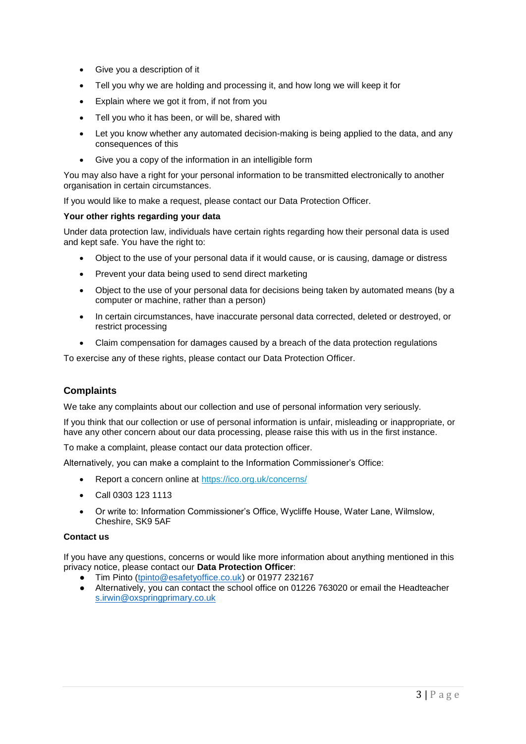- Give you a description of it
- Tell you why we are holding and processing it, and how long we will keep it for
- Explain where we got it from, if not from you
- Tell you who it has been, or will be, shared with
- Let you know whether any automated decision-making is being applied to the data, and any consequences of this
- Give you a copy of the information in an intelligible form

You may also have a right for your personal information to be transmitted electronically to another organisation in certain circumstances.

If you would like to make a request, please contact our Data Protection Officer.

**Your other rights regarding your data**

Under data protection law, individuals have certain rights regarding how their personal data is used and kept safe. You have the right to:

- Object to the use of your personal data if it would cause, or is causing, damage or distress
- Prevent your data being used to send direct marketing
- Object to the use of your personal data for decisions being taken by automated means (by a computer or machine, rather than a person)
- In certain circumstances, have inaccurate personal data corrected, deleted or destroyed, or restrict processing
- Claim compensation for damages caused by a breach of the data protection regulations

To exercise any of these rights, please contact our Data Protection Officer.

## Complaints

We take any complaints about our collection and use of personal information very seriously.

If you think that our collection or use of personal information is unfair, misleading or inappropriate, or have any other concern about our data processing, please raise this with us in the first instance.

To make a complaint, please contact our data protection officer.

Alternatively, you can make a complaint to the Information Commissioner's Office:

- Report a concern online at [https://ico.org.uk/concerns/](https://ico.org.uk/concerns/)
- Call 0303 123 1113
- Or write to: Information Commissioner's Office, Wycliffe House, Water Lane, Wilmslow, Cheshire, SK9 5AF

**Contact us**

If you have any questions, concerns or would like more information about anything mentioned in this privacy notice, please contact our **Data Protection Officer**:

- Tim Pinto ([tpinto@esafetyoffice.co.uk](mailto:tpinto@esafetyoffice.co.uk)) or 01977 232167
- Alternatively, you can contact the school office on 01226 763020 or email the Headteacher [s.irwin@oxspringprimary.co.uk](mailto:s.irwin@oxspringprimary.co.uk)